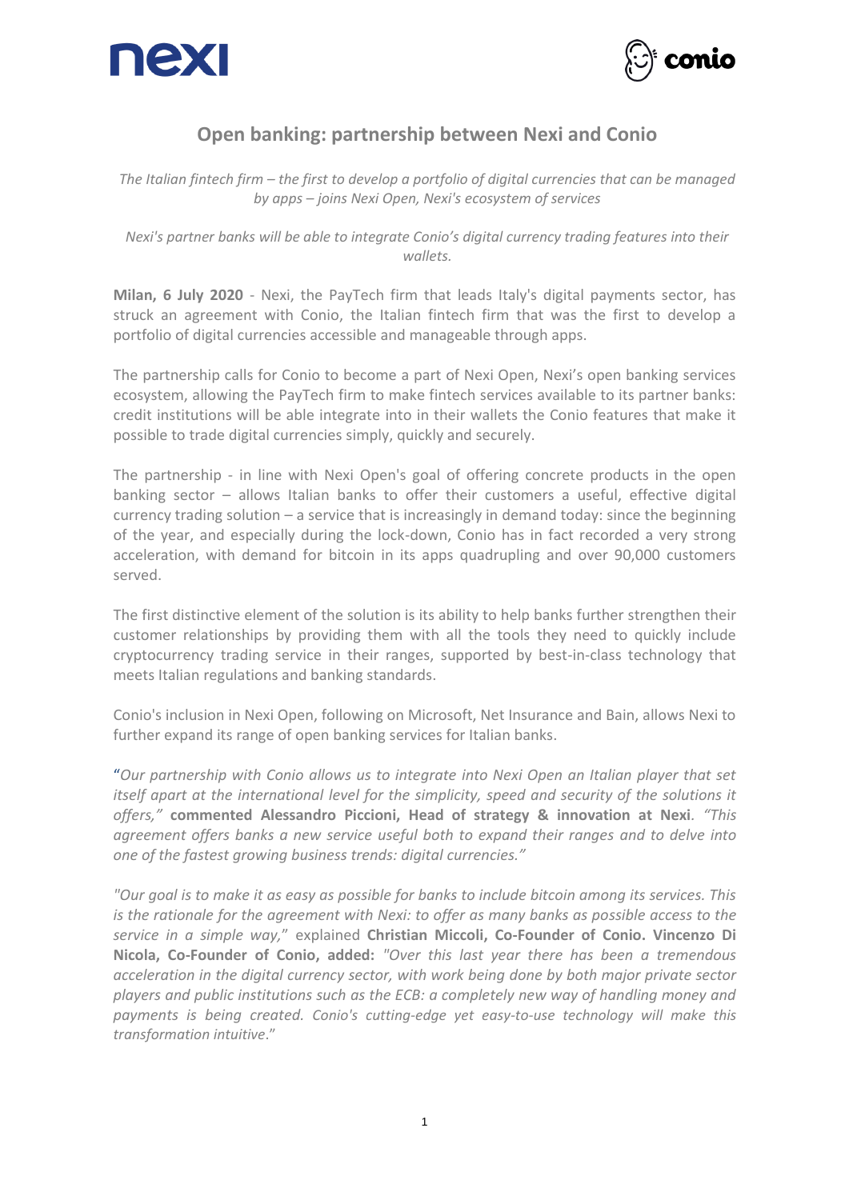# Open banking: partnership between Nexi and Conio

*The Italian fintech firm – the first to develop a portfolio of digital currencies that can be managed by apps – joins Nexi Open, Nexi's ecosystem of services*

*Nexi's partner banks will be able to integrate Conio's digital currency trading features into their wallets.*

**Milan, 6 July 2020** - Nexi, the PayTech firm that leads Italy's digital payments sector, has struck an agreement with Conio, the Italian fintech firm that was the first to develop a portfolio of digital currencies accessible and manageable through apps.

The partnership calls for Conio to become a part of Nexi Open, Nexi's open banking services ecosystem, allowing the PayTech firm to make fintech services available to its partner banks: credit institutions will be able integrate into in their wallets the Conio features that make it possible to trade digital currencies simply, quickly and securely.

The partnership - in line with Nexi Open's goal of offering concrete products in the open banking sector – allows Italian banks to offer their customers a useful, effective digital currency trading solution – a service that is increasingly in demand today: since the beginning of the year, and especially during the lock-down, Conio has in fact recorded a very strong acceleration, with demand for bitcoin in its apps quadrupling and over 90,000 customers served.

The first distinctive element of the solution is its ability to help banks further strengthen their customer relationships by providing them with all the tools they need to quickly include cryptocurrency trading service in their ranges, supported by best-in-class technology that meets Italian regulations and banking standards.

Conio's inclusion in Nexi Open, following on Microsoft, Net Insurance and Bain, allows Nexi to further expand its range of open banking services for Italian banks.

"*Our partnership with Conio allows us to integrate into Nexi Open an Italian player that set itself apart at the international level for the simplicity, speed and security of the solutions it offers,"* **commented Alessandro Piccioni, Head of strategy & innovation at Nexi**. *"This agreement offers banks a new service useful both to expand their ranges and to delve into one of the fastest growing business trends: digital currencies."*

*"Our goal is to make it as easy as possible for banks to include bitcoin among its services. This is the rationale for the agreement with Nexi: to offer as many banks as possible access to the service in a simple way,"* explained **Christian Miccoli, Co-Founder of Conio. Vincenzo Di Nicola, Co-Founder of Conio, added:** *"Over this last year there has been a tremendous acceleration in the digital currency sector, with work being done by both major private sector players and public institutions such as the ECB: a completely new way of handling money and payments is being created. Conio's cutting-edge yet easy-to-use technology will make this transformation intuitive*."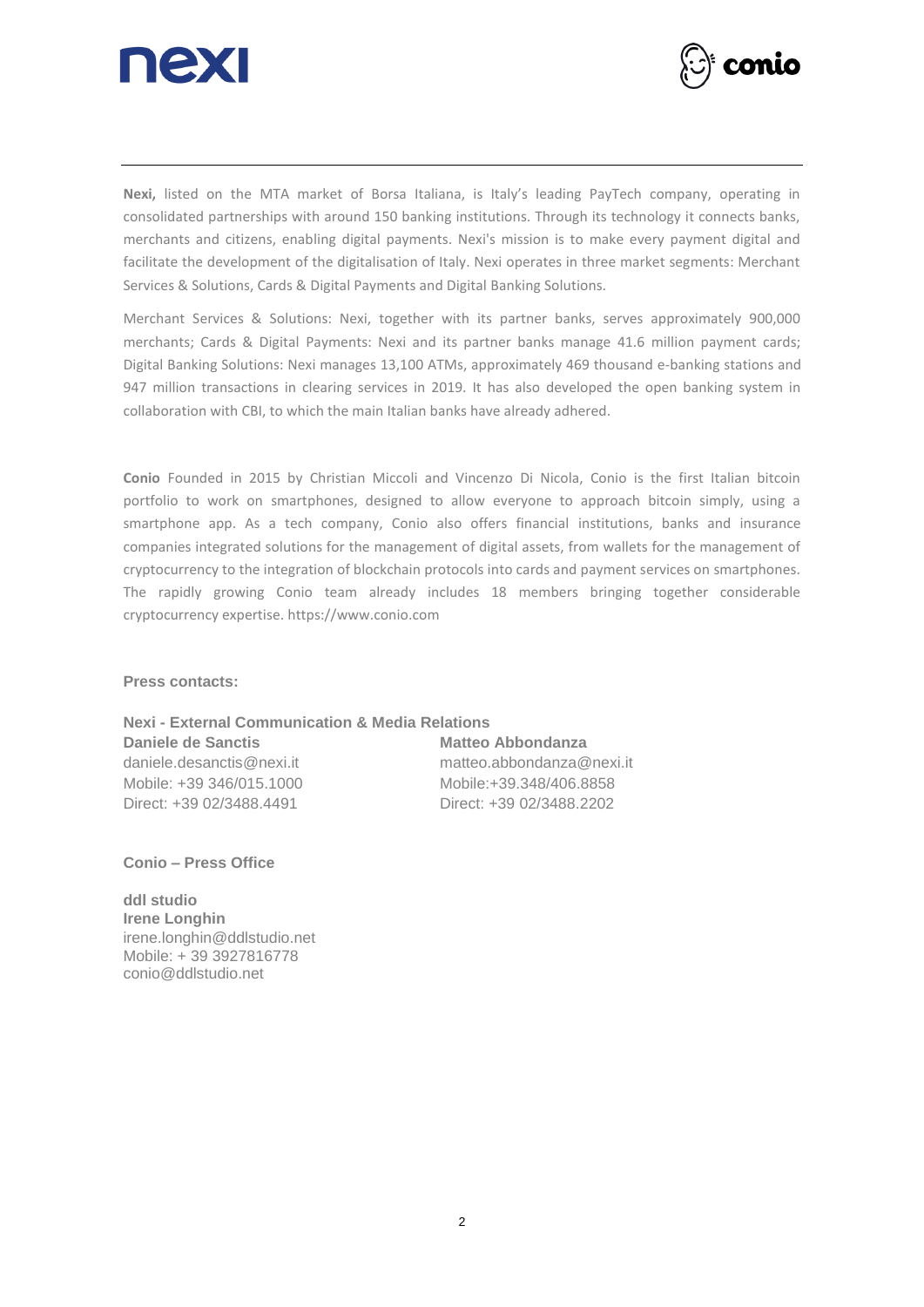**Nexi,** listed on the MTA market of Borsa Italiana, is Italy's leading PayTech company, operating in consolidated partnerships with around 150 banking institutions. Through its technology it connects banks, merchants and citizens, enabling digital payments. Nexi's mission is to make every payment digital and facilitate the development of the digitalisation of Italy. Nexi operates in three market segments: Merchant Services & Solutions, Cards & Digital Payments and Digital Banking Solutions.

Merchant Services & Solutions: Nexi, together with its partner banks, serves approximately 900,000 merchants; Cards & Digital Payments: Nexi and its partner banks manage 41.6 million payment cards; Digital Banking Solutions: Nexi manages 13,100 ATMs, approximately 469 thousand e-banking stations and 947 million transactions in clearing services in 2019. It has also developed the open banking system in collaboration with CBI, to which the main Italian banks have already adhered.

**Conio** Founded in 2015 by Christian Miccoli and Vincenzo Di Nicola, Conio is the first Italian bitcoin portfolio to work on smartphones, designed to allow everyone to approach bitcoin simply, using a smartphone app. As a tech company, Conio also offers financial institutions, banks and insurance companies integrated solutions for the management of digital assets, from wallets for the management of cryptocurrency to the integration of blockchain protocols into cards and payment services on smartphones. The rapidly growing Conio team already includes 18 members bringing together considerable cryptocurrency expertise. https://www.conio.com

**Press contacts:**

**Nexi - External Communication & Media Relations**

**Daniele de Sanctis**
daniele.desanctis@nexi.it
Mobile: +39 346/015.1000
Direct: +39 02/3488.4491

**Matteo Abbondanza**
matteo.abbondanza@nexi.it
Mobile:+39.348/406.8858
Direct: +39 02/3488.2202

**Conio – Press Office**

**ddl studio**
**Irene Longhin**
irene.longhin@ddlstudio.net
Mobile: + 39 3927816778
conio@ddlstudio.net